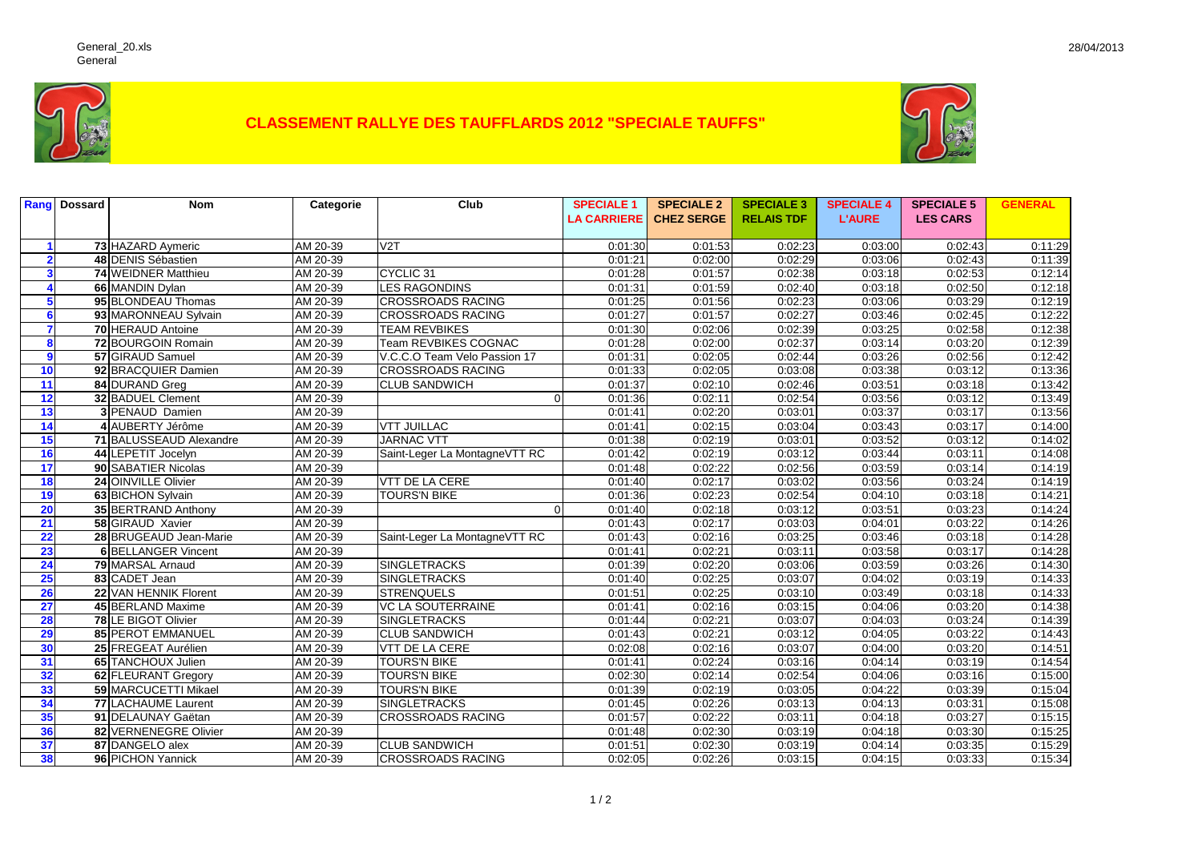General_20.xls
General

28/04/2013

# CLASSEMENT RALLYE DES TAUFFLARDS 2012 "SPECIALE TAUFFS"

| Rang | Dossard | Nom | Categorie | Club | SPECIALE 1 LA CARRIERE | SPECIALE 2 CHEZ SERGE | SPECIALE 3 RELAIS TDF | SPECIALE 4 L'AURE | SPECIALE 5 LES CARS | GENERAL |
|---|---|---|---|---|---|---|---|---|---|---|
| 1 | 73 | HAZARD Aymeric | AM 20-39 | V2T | 0:01:30 | 0:01:53 | 0:02:23 | 0:03:00 | 0:02:43 | 0:11:29 |
| 2 | 48 | DENIS Sébastien | AM 20-39 | | 0:01:21 | 0:02:00 | 0:02:29 | 0:03:06 | 0:02:43 | 0:11:39 |
| 3 | 74 | WEIDNER Matthieu | AM 20-39 | CYCLIC 31 | 0:01:28 | 0:01:57 | 0:02:38 | 0:03:18 | 0:02:53 | 0:12:14 |
| 4 | 66 | MANDIN Dylan | AM 20-39 | LES RAGONDINS | 0:01:31 | 0:01:59 | 0:02:40 | 0:03:18 | 0:02:50 | 0:12:18 |
| 5 | 95 | BLONDEAU Thomas | AM 20-39 | CROSSROADS RACING | 0:01:25 | 0:01:56 | 0:02:23 | 0:03:06 | 0:03:29 | 0:12:19 |
| 6 | 93 | MARONNEAU Sylvain | AM 20-39 | CROSSROADS RACING | 0:01:27 | 0:01:57 | 0:02:27 | 0:03:46 | 0:02:45 | 0:12:22 |
| 7 | 70 | HERAUD Antoine | AM 20-39 | TEAM REVBIKES | 0:01:30 | 0:02:06 | 0:02:39 | 0:03:25 | 0:02:58 | 0:12:38 |
| 8 | 72 | BOURGOIN Romain | AM 20-39 | Team REVBIKES COGNAC | 0:01:28 | 0:02:00 | 0:02:37 | 0:03:14 | 0:03:20 | 0:12:39 |
| 9 | 57 | GIRAUD Samuel | AM 20-39 | V.C.C.O Team Velo Passion 17 | 0:01:31 | 0:02:05 | 0:02:44 | 0:03:26 | 0:02:56 | 0:12:42 |
| 10 | 92 | BRACQUIER Damien | AM 20-39 | CROSSROADS RACING | 0:01:33 | 0:02:05 | 0:03:08 | 0:03:38 | 0:03:12 | 0:13:36 |
| 11 | 84 | DURAND Greg | AM 20-39 | CLUB SANDWICH | 0:01:37 | 0:02:10 | 0:02:46 | 0:03:51 | 0:03:18 | 0:13:42 |
| 12 | 32 | BADUEL Clement | AM 20-39 | 0 | 0:01:36 | 0:02:11 | 0:02:54 | 0:03:56 | 0:03:12 | 0:13:49 |
| 13 | 3 | PENAUD Damien | AM 20-39 | | 0:01:41 | 0:02:20 | 0:03:01 | 0:03:37 | 0:03:17 | 0:13:56 |
| 14 | 4 | AUBERTY Jérôme | AM 20-39 | VTT JUILLAC | 0:01:41 | 0:02:15 | 0:03:04 | 0:03:43 | 0:03:17 | 0:14:00 |
| 15 | 71 | BALUSSEAUD Alexandre | AM 20-39 | JARNAC VTT | 0:01:38 | 0:02:19 | 0:03:01 | 0:03:52 | 0:03:12 | 0:14:02 |
| 16 | 44 | LEPETIT Jocelyn | AM 20-39 | Saint-Leger La MontagneVTT RC | 0:01:42 | 0:02:19 | 0:03:12 | 0:03:44 | 0:03:11 | 0:14:08 |
| 17 | 90 | SABATIER Nicolas | AM 20-39 | | 0:01:48 | 0:02:22 | 0:02:56 | 0:03:59 | 0:03:14 | 0:14:19 |
| 18 | 24 | OINVILLE Olivier | AM 20-39 | VTT DE LA CERE | 0:01:40 | 0:02:17 | 0:03:02 | 0:03:56 | 0:03:24 | 0:14:19 |
| 19 | 63 | BICHON Sylvain | AM 20-39 | TOURS'N BIKE | 0:01:36 | 0:02:23 | 0:02:54 | 0:04:10 | 0:03:18 | 0:14:21 |
| 20 | 35 | BERTRAND Anthony | AM 20-39 | 0 | 0:01:40 | 0:02:18 | 0:03:12 | 0:03:51 | 0:03:23 | 0:14:24 |
| 21 | 58 | GIRAUD Xavier | AM 20-39 | | 0:01:43 | 0:02:17 | 0:03:03 | 0:04:01 | 0:03:22 | 0:14:26 |
| 22 | 28 | BRUGEAUD Jean-Marie | AM 20-39 | Saint-Leger La MontagneVTT RC | 0:01:43 | 0:02:16 | 0:03:25 | 0:03:46 | 0:03:18 | 0:14:28 |
| 23 | 6 | BELLANGER Vincent | AM 20-39 | | 0:01:41 | 0:02:21 | 0:03:11 | 0:03:58 | 0:03:17 | 0:14:28 |
| 24 | 79 | MARSAL Arnaud | AM 20-39 | SINGLETRACKS | 0:01:39 | 0:02:20 | 0:03:06 | 0:03:59 | 0:03:26 | 0:14:30 |
| 25 | 83 | CADET Jean | AM 20-39 | SINGLETRACKS | 0:01:40 | 0:02:25 | 0:03:07 | 0:04:02 | 0:03:19 | 0:14:33 |
| 26 | 22 | VAN HENNIK Florent | AM 20-39 | STRENQUELS | 0:01:51 | 0:02:25 | 0:03:10 | 0:03:49 | 0:03:18 | 0:14:33 |
| 27 | 45 | BERLAND Maxime | AM 20-39 | VC LA SOUTERRAINE | 0:01:41 | 0:02:16 | 0:03:15 | 0:04:06 | 0:03:20 | 0:14:38 |
| 28 | 78 | LE BIGOT Olivier | AM 20-39 | SINGLETRACKS | 0:01:44 | 0:02:21 | 0:03:07 | 0:04:03 | 0:03:24 | 0:14:39 |
| 29 | 85 | PEROT EMMANUEL | AM 20-39 | CLUB SANDWICH | 0:01:43 | 0:02:21 | 0:03:12 | 0:04:05 | 0:03:22 | 0:14:43 |
| 30 | 25 | FREGEAT Aurélien | AM 20-39 | VTT DE LA CERE | 0:02:08 | 0:02:16 | 0:03:07 | 0:04:00 | 0:03:20 | 0:14:51 |
| 31 | 65 | TANCHOUX Julien | AM 20-39 | TOURS'N BIKE | 0:01:41 | 0:02:24 | 0:03:16 | 0:04:14 | 0:03:19 | 0:14:54 |
| 32 | 62 | FLEURANT Gregory | AM 20-39 | TOURS'N BIKE | 0:02:30 | 0:02:14 | 0:02:54 | 0:04:06 | 0:03:16 | 0:15:00 |
| 33 | 59 | MARCUCETTI Mikael | AM 20-39 | TOURS'N BIKE | 0:01:39 | 0:02:19 | 0:03:05 | 0:04:22 | 0:03:39 | 0:15:04 |
| 34 | 77 | LACHAUME Laurent | AM 20-39 | SINGLETRACKS | 0:01:45 | 0:02:26 | 0:03:13 | 0:04:13 | 0:03:31 | 0:15:08 |
| 35 | 91 | DELAUNAY Gaëtan | AM 20-39 | CROSSROADS RACING | 0:01:57 | 0:02:22 | 0:03:11 | 0:04:18 | 0:03:27 | 0:15:15 |
| 36 | 82 | VERNENEGRE Olivier | AM 20-39 | | 0:01:48 | 0:02:30 | 0:03:19 | 0:04:18 | 0:03:30 | 0:15:25 |
| 37 | 87 | DANGELO alex | AM 20-39 | CLUB SANDWICH | 0:01:51 | 0:02:30 | 0:03:19 | 0:04:14 | 0:03:35 | 0:15:29 |
| 38 | 96 | PICHON Yannick | AM 20-39 | CROSSROADS RACING | 0:02:05 | 0:02:26 | 0:03:15 | 0:04:15 | 0:03:33 | 0:15:34 |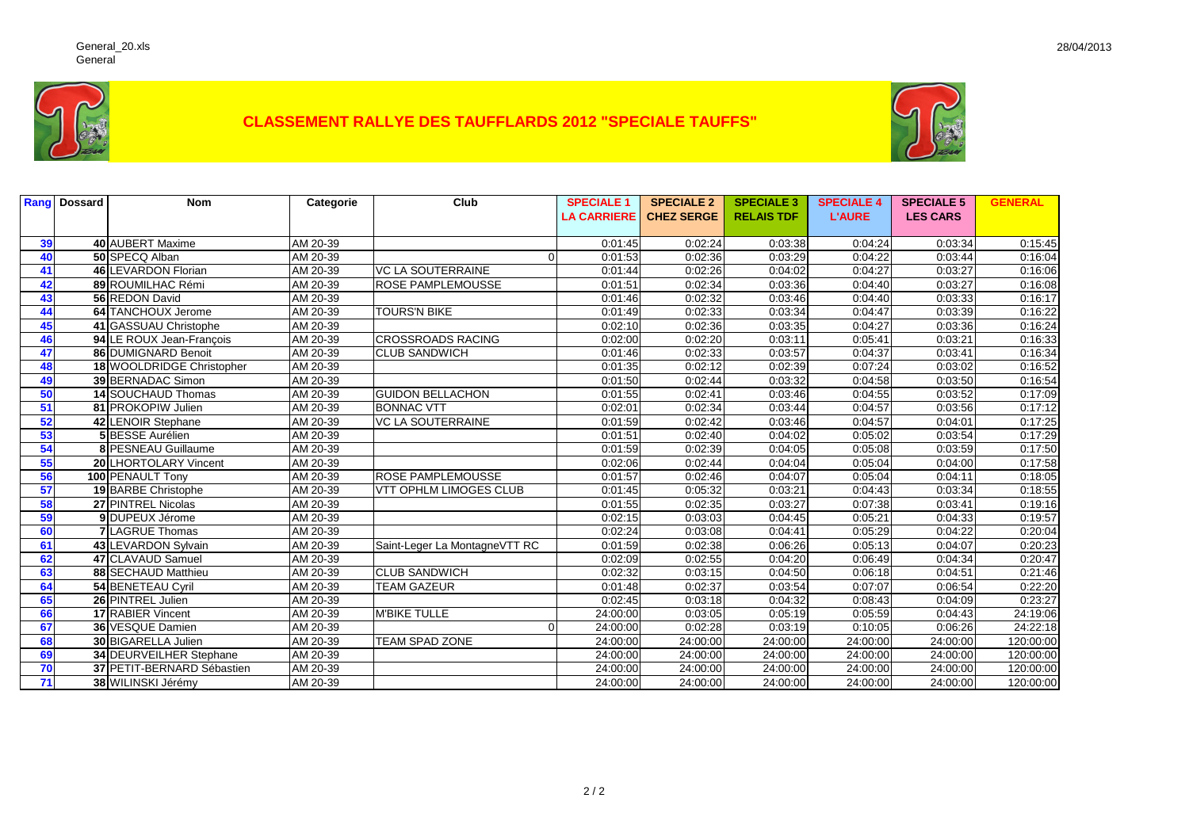# CLASSEMENT RALLYE DES TAUFFLARDS 2012 "SPECIALE TAUFFS"

| Rang | Dossard | Nom | Categorie | Club | SPECIALE 1 LA CARRIERE | SPECIALE 2 CHEZ SERGE | SPECIALE 3 RELAIS TDF | SPECIALE 4 L'AURE | SPECIALE 5 LES CARS | GENERAL |
|---|---|---|---|---|---|---|---|---|---|---|
| 39 | 40 | AUBERT Maxime | AM 20-39 | | 0:01:45 | 0:02:24 | 0:03:38 | 0:04:24 | 0:03:34 | 0:15:45 |
| 40 | 50 | SPECQ Alban | AM 20-39 | 0 | 0:01:53 | 0:02:36 | 0:03:29 | 0:04:22 | 0:03:44 | 0:16:04 |
| 41 | 46 | LEVARDON Florian | AM 20-39 | VC LA SOUTERRAINE | 0:01:44 | 0:02:26 | 0:04:02 | 0:04:27 | 0:03:27 | 0:16:06 |
| 42 | 89 | ROUMILHAC Rémi | AM 20-39 | ROSE PAMPLEMOUSSE | 0:01:51 | 0:02:34 | 0:03:36 | 0:04:40 | 0:03:27 | 0:16:08 |
| 43 | 56 | REDON David | AM 20-39 | | 0:01:46 | 0:02:32 | 0:03:46 | 0:04:40 | 0:03:33 | 0:16:17 |
| 44 | 64 | TANCHOUX Jerome | AM 20-39 | TOURS'N BIKE | 0:01:49 | 0:02:33 | 0:03:34 | 0:04:47 | 0:03:39 | 0:16:22 |
| 45 | 41 | GASSUAU Christophe | AM 20-39 | | 0:02:10 | 0:02:36 | 0:03:35 | 0:04:27 | 0:03:36 | 0:16:24 |
| 46 | 94 | LE ROUX Jean-François | AM 20-39 | CROSSROADS RACING | 0:02:00 | 0:02:20 | 0:03:11 | 0:05:41 | 0:03:21 | 0:16:33 |
| 47 | 86 | DUMIGNARD Benoit | AM 20-39 | CLUB SANDWICH | 0:01:46 | 0:02:33 | 0:03:57 | 0:04:37 | 0:03:41 | 0:16:34 |
| 48 | 18 | WOOLDRIDGE Christopher | AM 20-39 | | 0:01:35 | 0:02:12 | 0:02:39 | 0:07:24 | 0:03:02 | 0:16:52 |
| 49 | 39 | BERNADAC Simon | AM 20-39 | | 0:01:50 | 0:02:44 | 0:03:32 | 0:04:58 | 0:03:50 | 0:16:54 |
| 50 | 14 | SOUCHAUD Thomas | AM 20-39 | GUIDON BELLACHON | 0:01:55 | 0:02:41 | 0:03:46 | 0:04:55 | 0:03:52 | 0:17:09 |
| 51 | 81 | PROKOPIW Julien | AM 20-39 | BONNAC VTT | 0:02:01 | 0:02:34 | 0:03:44 | 0:04:57 | 0:03:56 | 0:17:12 |
| 52 | 42 | LENOIR Stephane | AM 20-39 | VC LA SOUTERRAINE | 0:01:59 | 0:02:42 | 0:03:46 | 0:04:57 | 0:04:01 | 0:17:25 |
| 53 | 5 | BESSE Aurélien | AM 20-39 | | 0:01:51 | 0:02:40 | 0:04:02 | 0:05:02 | 0:03:54 | 0:17:29 |
| 54 | 8 | PESNEAU Guillaume | AM 20-39 | | 0:01:59 | 0:02:39 | 0:04:05 | 0:05:08 | 0:03:59 | 0:17:50 |
| 55 | 20 | LHORTOLARY Vincent | AM 20-39 | | 0:02:06 | 0:02:44 | 0:04:04 | 0:05:04 | 0:04:00 | 0:17:58 |
| 56 | 100 | PENAULT Tony | AM 20-39 | ROSE PAMPLEMOUSSE | 0:01:57 | 0:02:46 | 0:04:07 | 0:05:04 | 0:04:11 | 0:18:05 |
| 57 | 19 | BARBE Christophe | AM 20-39 | VTT OPHLM LIMOGES CLUB | 0:01:45 | 0:05:32 | 0:03:21 | 0:04:43 | 0:03:34 | 0:18:55 |
| 58 | 27 | PINTREL Nicolas | AM 20-39 | | 0:01:55 | 0:02:35 | 0:03:27 | 0:07:38 | 0:03:41 | 0:19:16 |
| 59 | 9 | DUPEUX Jérome | AM 20-39 | | 0:02:15 | 0:03:03 | 0:04:45 | 0:05:21 | 0:04:33 | 0:19:57 |
| 60 | 7 | LAGRUE Thomas | AM 20-39 | | 0:02:24 | 0:03:08 | 0:04:41 | 0:05:29 | 0:04:22 | 0:20:04 |
| 61 | 43 | LEVARDON Sylvain | AM 20-39 | Saint-Leger La MontagneVTT RC | 0:01:59 | 0:02:38 | 0:06:26 | 0:05:13 | 0:04:07 | 0:20:23 |
| 62 | 47 | CLAVAUD Samuel | AM 20-39 | | 0:02:09 | 0:02:55 | 0:04:20 | 0:06:49 | 0:04:34 | 0:20:47 |
| 63 | 88 | SECHAUD Matthieu | AM 20-39 | CLUB SANDWICH | 0:02:32 | 0:03:15 | 0:04:50 | 0:06:18 | 0:04:51 | 0:21:46 |
| 64 | 54 | BENETEAU Cyril | AM 20-39 | TEAM GAZEUR | 0:01:48 | 0:02:37 | 0:03:54 | 0:07:07 | 0:06:54 | 0:22:20 |
| 65 | 26 | PINTREL Julien | AM 20-39 | | 0:02:45 | 0:03:18 | 0:04:32 | 0:08:43 | 0:04:09 | 0:23:27 |
| 66 | 17 | RABIER Vincent | AM 20-39 | M'BIKE TULLE | 24:00:00 | 0:03:05 | 0:05:19 | 0:05:59 | 0:04:43 | 24:19:06 |
| 67 | 36 | VESQUE Damien | AM 20-39 | 0 | 24:00:00 | 0:02:28 | 0:03:19 | 0:10:05 | 0:06:26 | 24:22:18 |
| 68 | 30 | BIGARELLA Julien | AM 20-39 | TEAM SPAD ZONE | 24:00:00 | 24:00:00 | 24:00:00 | 24:00:00 | 24:00:00 | 120:00:00 |
| 69 | 34 | DEURVEILHER Stephane | AM 20-39 | | 24:00:00 | 24:00:00 | 24:00:00 | 24:00:00 | 24:00:00 | 120:00:00 |
| 70 | 37 | PETIT-BERNARD Sébastien | AM 20-39 | | 24:00:00 | 24:00:00 | 24:00:00 | 24:00:00 | 24:00:00 | 120:00:00 |
| 71 | 38 | WILINSKI Jérémy | AM 20-39 | | 24:00:00 | 24:00:00 | 24:00:00 | 24:00:00 | 24:00:00 | 120:00:00 |